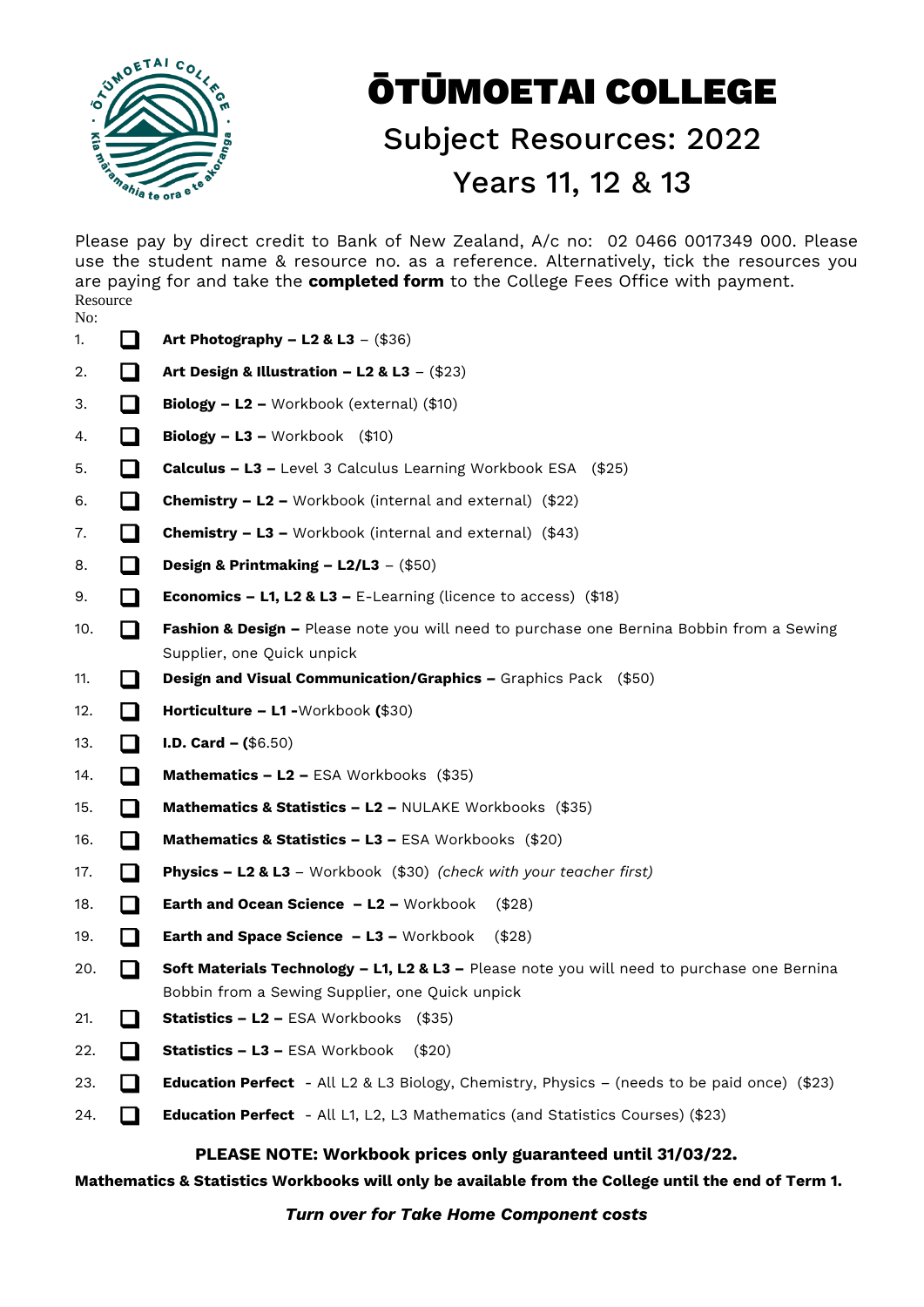# ŌTŪMOETAI COLLEGE

## Subject Resources: 2022

## Years 11, 12 & 13

Please pay by direct credit to Bank of New Zealand, A/c no: 02 0466 0017349 000. Please use the student name & resource no. as a reference. Alternatively, tick the resources you are paying for and take the **completed form** to the College Fees Office with payment.

Resource No:

1. ☐ **Art Photography – L2 & L3** – ($36)
2. ☐ **Art Design & Illustration – L2 & L3** – ($23)
3. ☐ **Biology – L2 –** Workbook (external) ($10)
4. ☐ **Biology – L3 –** Workbook ($10)
5. ☐ **Calculus – L3 –** Level 3 Calculus Learning Workbook ESA ($25)
6. ☐ **Chemistry – L2 –** Workbook (internal and external) ($22)
7. ☐ **Chemistry – L3 –** Workbook (internal and external) ($43)
8. ☐ **Design & Printmaking – L2/L3** – ($50)
9. ☐ **Economics – L1, L2 & L3 –** E-Learning (licence to access) ($18)
10. ☐ **Fashion & Design –** Please note you will need to purchase one Bernina Bobbin from a Sewing Supplier, one Quick unpick
11. ☐ **Design and Visual Communication/Graphics –** Graphics Pack ($50)
12. ☐ **Horticulture – L1 -**Workbook **(**$30)
13. ☐ **I.D. Card – (**$6.50)
14. ☐ **Mathematics – L2 –** ESA Workbooks ($35)
15. ☐ **Mathematics & Statistics – L2 –** NULAKE Workbooks ($35)
16. ☐ **Mathematics & Statistics – L3 –** ESA Workbooks ($20)
17. ☐ **Physics – L2 & L3** – Workbook ($30) *(check with your teacher first)*
18. ☐ **Earth and Ocean Science – L2 –** Workbook ($28)
19. ☐ **Earth and Space Science – L3 –** Workbook ($28)
20. ☐ **Soft Materials Technology – L1, L2 & L3 –** Please note you will need to purchase one Bernina Bobbin from a Sewing Supplier, one Quick unpick
21. ☐ **Statistics – L2 –** ESA Workbooks ($35)
22. ☐ **Statistics – L3 –** ESA Workbook ($20)
23. ☐ **Education Perfect** - All L2 & L3 Biology, Chemistry, Physics – (needs to be paid once) ($23)
24. ☐ **Education Perfect** - All L1, L2, L3 Mathematics (and Statistics Courses) ($23)

**PLEASE NOTE: Workbook prices only guaranteed until 31/03/22.**

**Mathematics & Statistics Workbooks will only be available from the College until the end of Term 1.**

***Turn over for Take Home Component costs***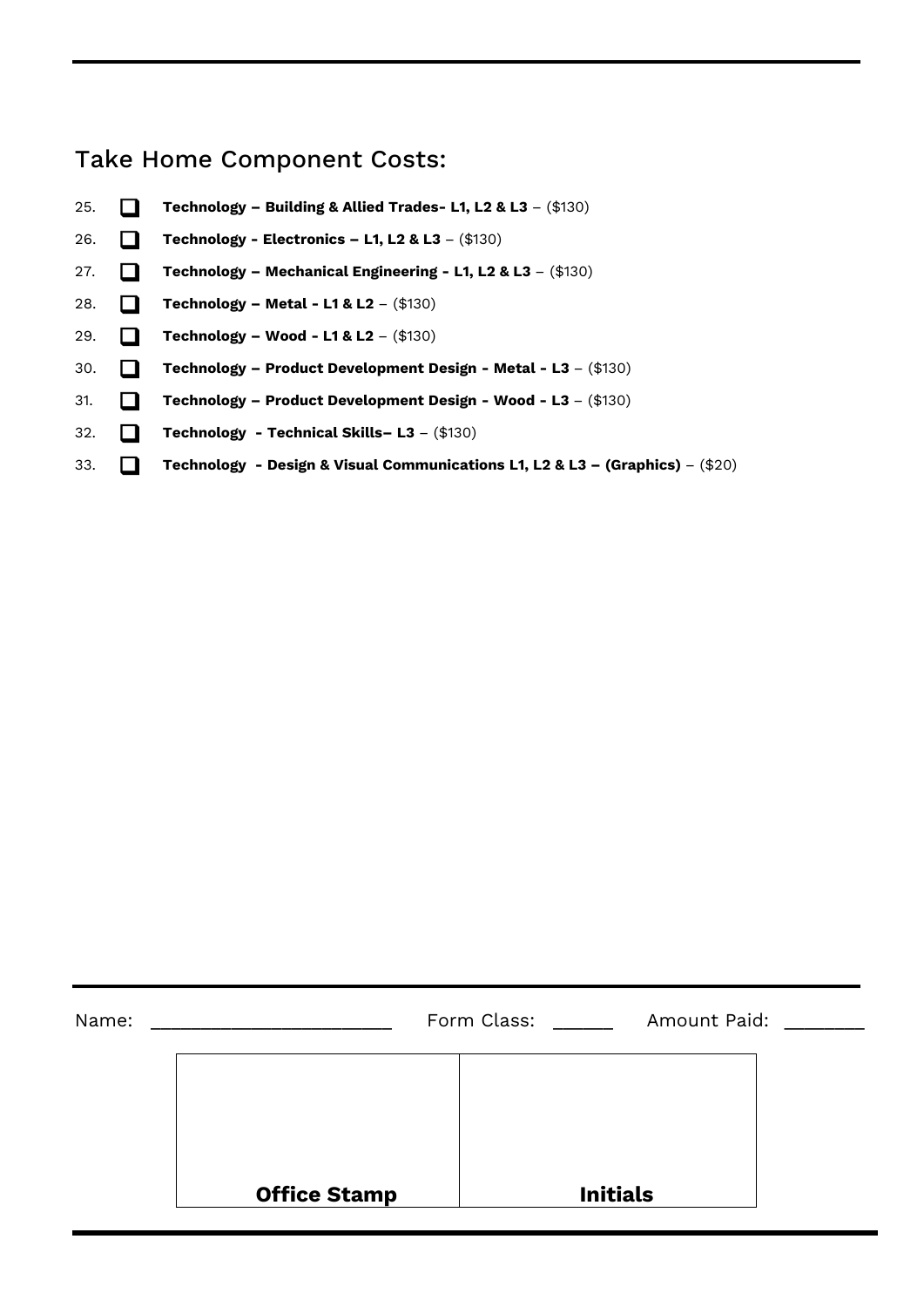## Take Home Component Costs:

25. ☐ **Technology – Building & Allied Trades- L1, L2 & L3** – ($130)
26. ☐ **Technology - Electronics – L1, L2 & L3** – ($130)
27. ☐ **Technology – Mechanical Engineering - L1, L2 & L3** – ($130)
28. ☐ **Technology – Metal - L1 & L2** – ($130)
29. ☐ **Technology – Wood - L1 & L2** – ($130)
30. ☐ **Technology – Product Development Design - Metal - L3** – ($130)
31. ☐ **Technology – Product Development Design - Wood - L3** – ($130)
32. ☐ **Technology - Technical Skills– L3** – ($130)
33. ☐ **Technology - Design & Visual Communications L1, L2 & L3 – (Graphics)** – ($20)

Name: ______________________ Form Class: _____ Amount Paid: _______

| | |
|---|---|
| **Office Stamp** | **Initials** |